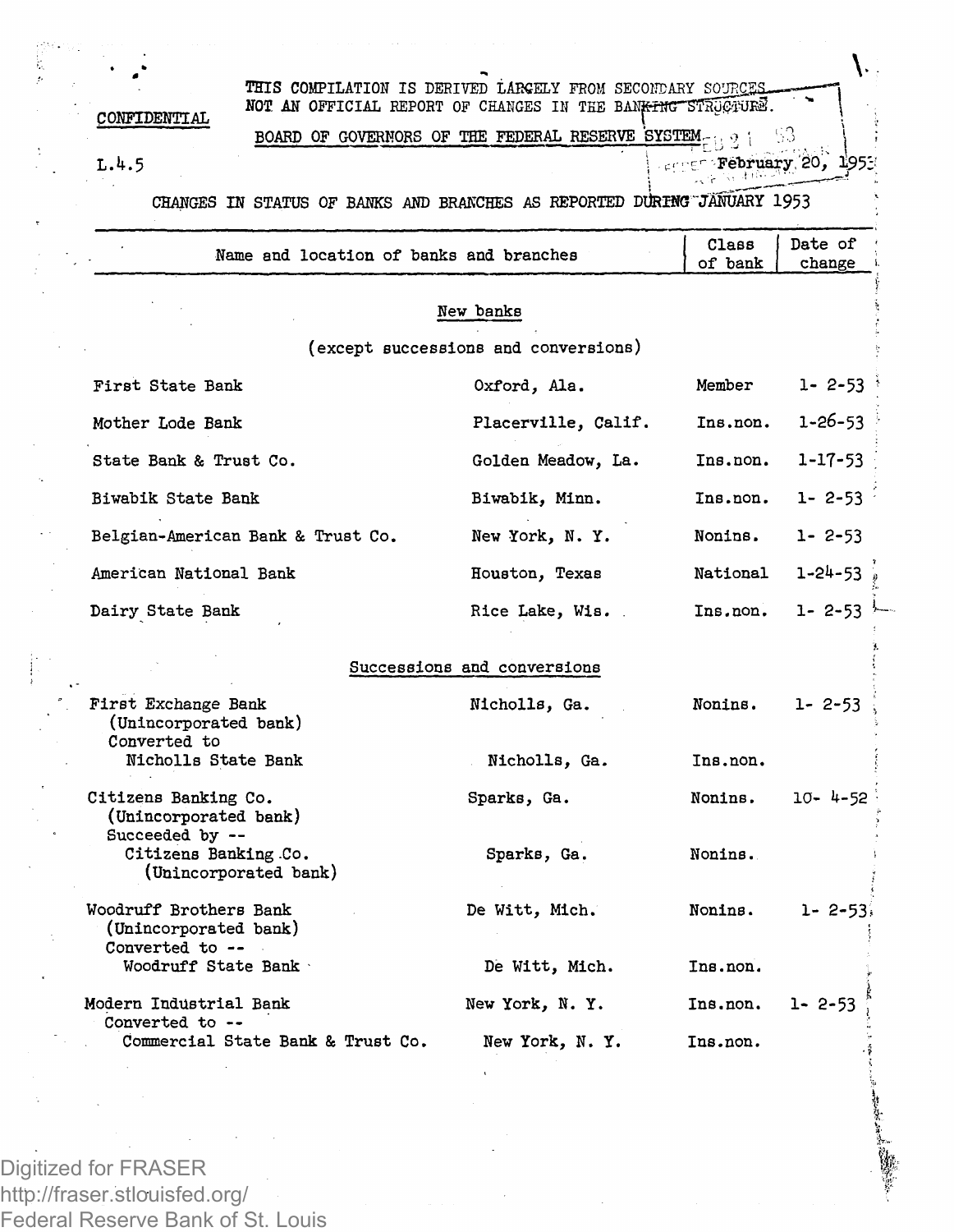THIS COMPILATION IS DERIVED LARGELY FROM SECONDARY SOURCES NOT AN OFFICIAL REPORT OF CHANGES IN THE BANKING STRUCTURE.

CONFIDENTIAL

BOARD OF GOVERNORS OF THE FEDERAL RESERVE SYSTEM

L.4.5

February 20, 1953

## CHANGES IN STATUS OF BANKS AND BRANCHES AS REPORTED DURING JANUARY 1953

| Name and location of banks and branches | | Class of bank | Date of change |
|---|---|---|---|
| **New banks** | | | |
| (except successions and conversions) | | | |
| First State Bank | Oxford, Ala. | Member | 1- 2-53 |
| Mother Lode Bank | Placerville, Calif. | Ins.non. | 1-26-53 |
| State Bank & Trust Co. | Golden Meadow, La. | Ins.non. | 1-17-53 |
| Biwabik State Bank | Biwabik, Minn. | Ins.non. | 1- 2-53 |
| Belgian-American Bank & Trust Co. | New York, N. Y. | Nonins. | 1- 2-53 |
| American National Bank | Houston, Texas | National | 1-24-53 |
| Dairy State Bank | Rice Lake, Wis. | Ins.non. | 1- 2-53 |
| **Successions and conversions** | | | |
| First Exchange Bank (Unincorporated bank) Converted to | Nicholls, Ga. | Nonins. | 1- 2-53 |
| Nicholls State Bank | Nicholls, Ga. | Ins.non. | |
| Citizens Banking Co. (Unincorporated bank) Succeeded by -- | Sparks, Ga. | Nonins. | 10- 4-52 |
| Citizens Banking Co. (Unincorporated bank) | Sparks, Ga. | Nonins. | |
| Woodruff Brothers Bank (Unincorporated bank) Converted to -- | De Witt, Mich. | Nonins. | 1- 2-53 |
| Woodruff State Bank | De Witt, Mich. | Ins.non. | |
| Modern Industrial Bank Converted to -- | New York, N. Y. | Ins.non. | 1- 2-53 |
| Commercial State Bank & Trust Co. | New York, N. Y. | Ins.non. | |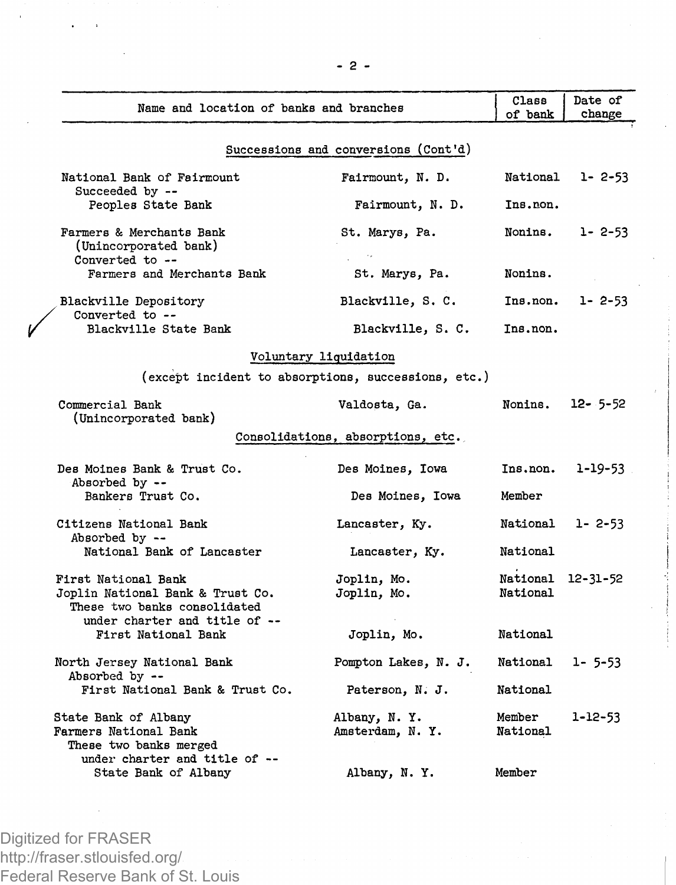| Name and location of banks and branches | | Class of bank | Date of change |
|---|---|---|---|
| **Successions and conversions (Cont'd)** | | | |
| National Bank of Fairmount | Fairmount, N. D. | National | 1- 2-53 |
| Succeeded by -- | | | |
| Peoples State Bank | Fairmount, N. D. | Ins.non. | |
| Farmers & Merchants Bank (Unincorporated bank) | St. Marys, Pa. | Nonins. | 1- 2-53 |
| Converted to -- | | | |
| Farmers and Merchants Bank | St. Marys, Pa. | Nonins. | |
| Blackville Depository | Blackville, S. C. | Ins.non. | 1- 2-53 |
| Converted to -- | | | |
| Blackville State Bank | Blackville, S. C. | Ins.non. | |
| **Voluntary liquidation** (except incident to absorptions, successions, etc.) | | | |
| Commercial Bank (Unincorporated bank) | Valdosta, Ga. | Nonins. | 12- 5-52 |
| **Consolidations, absorptions, etc.** | | | |
| Des Moines Bank & Trust Co. | Des Moines, Iowa | Ins.non. | 1-19-53 |
| Absorbed by -- | | | |
| Bankers Trust Co. | Des Moines, Iowa | Member | |
| Citizens National Bank | Lancaster, Ky. | National | 1- 2-53 |
| Absorbed by -- | | | |
| National Bank of Lancaster | Lancaster, Ky. | National | |
| First National Bank | Joplin, Mo. | National | 12-31-52 |
| Joplin National Bank & Trust Co. | Joplin, Mo. | National | |
| These two banks consolidated under charter and title of -- | | | |
| First National Bank | Joplin, Mo. | National | |
| North Jersey National Bank | Pompton Lakes, N. J. | National | 1- 5-53 |
| Absorbed by -- | | | |
| First National Bank & Trust Co. | Paterson, N. J. | National | |
| State Bank of Albany | Albany, N. Y. | Member | 1-12-53 |
| Farmers National Bank | Amsterdam, N. Y. | National | |
| These two banks merged under charter and title of -- | | | |
| State Bank of Albany | Albany, N. Y. | Member | |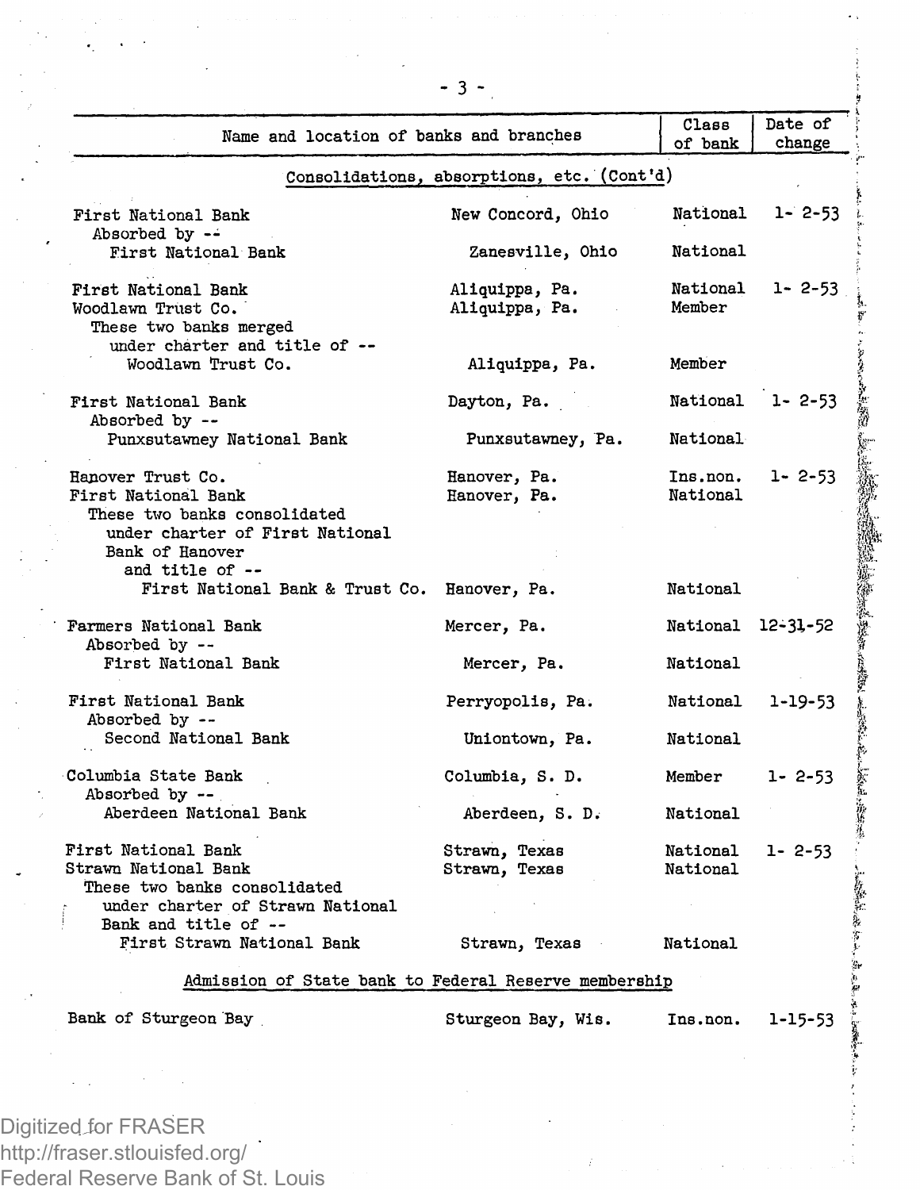| Name and location of banks and branches | | Class of bank | Date of change |
|---|---|---|---|
| **Consolidations, absorptions, etc. (Cont'd)** | | | |
| First National Bank | New Concord, Ohio | National | 1- 2-53 |
| Absorbed by -- | | | |
| First National Bank | Zanesville, Ohio | National | |
| | | | |
| First National Bank | Aliquippa, Pa. | National | 1- 2-53 |
| Woodlawn Trust Co. | Aliquippa, Pa. | Member | |
| These two banks merged under charter and title of -- | | | |
| Woodlawn Trust Co. | Aliquippa, Pa. | Member | |
| | | | |
| First National Bank | Dayton, Pa. | National | 1- 2-53 |
| Absorbed by -- | | | |
| Punxsutawney National Bank | Punxsutawney, Pa. | National | |
| | | | |
| Hanover Trust Co. | Hanover, Pa. | Ins.non. | 1- 2-53 |
| First National Bank | Hanover, Pa. | National | |
| These two banks consolidated under charter of First National Bank of Hanover and title of -- | | | |
| First National Bank & Trust Co. | Hanover, Pa. | National | |
| | | | |
| Farmers National Bank | Mercer, Pa. | National | 12-31-52 |
| Absorbed by -- | | | |
| First National Bank | Mercer, Pa. | National | |
| | | | |
| First National Bank | Perryopolis, Pa. | National | 1-19-53 |
| Absorbed by -- | | | |
| Second National Bank | Uniontown, Pa. | National | |
| | | | |
| Columbia State Bank | Columbia, S. D. | Member | 1- 2-53 |
| Absorbed by -- | | | |
| Aberdeen National Bank | Aberdeen, S. D. | National | |
| | | | |
| First National Bank | Strawn, Texas | National | 1- 2-53 |
| Strawn National Bank | Strawn, Texas | National | |
| These two banks consolidated under charter of Strawn National Bank and title of -- | | | |
| First Strawn National Bank | Strawn, Texas | National | |
| **Admission of State bank to Federal Reserve membership** | | | |
| Bank of Sturgeon Bay | Sturgeon Bay, Wis. | Ins.non. | 1-15-53 |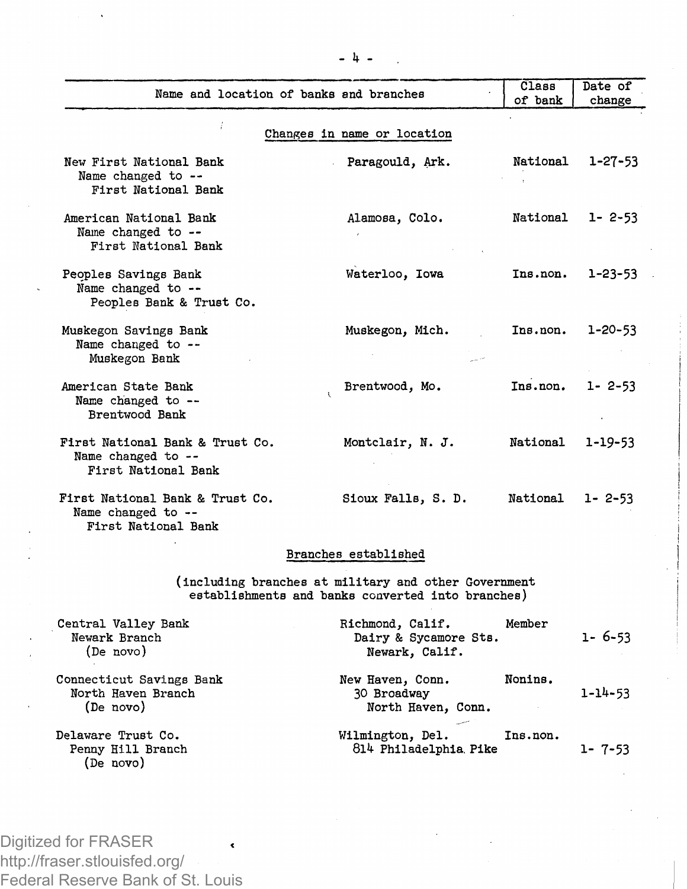| Name and location of banks and branches | | Class of bank | Date of change |
|---|---|---|---|
| **Changes in name or location** | | | |
| New First National Bank<br>Name changed to --<br>First National Bank | Paragould, Ark. | National | 1-27-53 |
| American National Bank<br>Name changed to --<br>First National Bank | Alamosa, Colo. | National | 1- 2-53 |
| Peoples Savings Bank<br>Name changed to --<br>Peoples Bank & Trust Co. | Waterloo, Iowa | Ins.non. | 1-23-53 |
| Muskegon Savings Bank<br>Name changed to --<br>Muskegon Bank | Muskegon, Mich. | Ins.non. | 1-20-53 |
| American State Bank<br>Name changed to --<br>Brentwood Bank | Brentwood, Mo. | Ins.non. | 1- 2-53 |
| First National Bank & Trust Co.<br>Name changed to --<br>First National Bank | Montclair, N. J. | National | 1-19-53 |
| First National Bank & Trust Co.<br>Name changed to --<br>First National Bank | Sioux Falls, S. D. | National | 1- 2-53 |
| **Branches established**<br>(including branches at military and other Government establishments and banks converted into branches) | | | |
| Central Valley Bank<br>Newark Branch<br>(De novo) | Richmond, Calif.<br>Dairy & Sycamore Sts.<br>Newark, Calif. | Member | 1- 6-53 |
| Connecticut Savings Bank<br>North Haven Branch<br>(De novo) | New Haven, Conn.<br>30 Broadway<br>North Haven, Conn. | Nonins. | 1-14-53 |
| Delaware Trust Co.<br>Penny Hill Branch<br>(De novo) | Wilmington, Del.<br>814 Philadelphia Pike | Ins.non. | 1- 7-53 |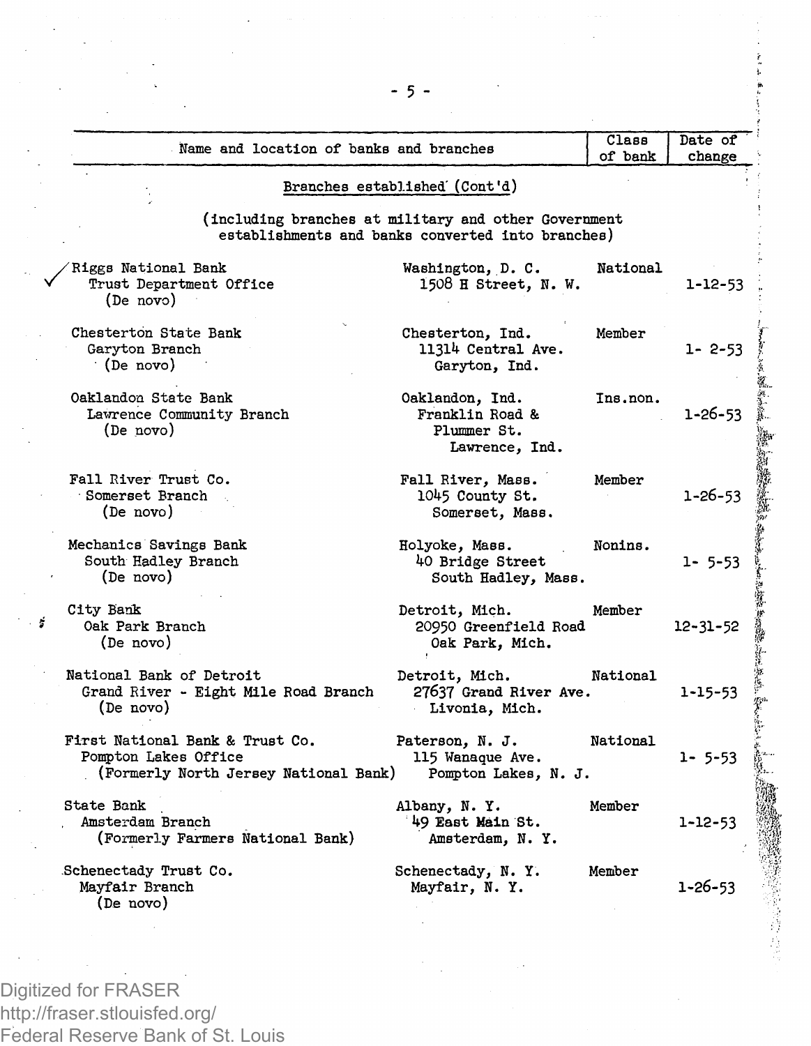| Name and location of banks and branches | | Class of bank | Date of change |
|---|---|---|---|
| **Branches established (Cont'd)** | | | |
| (including branches at military and other Government establishments and banks converted into branches) | | | |
| Riggs National Bank<br>Trust Department Office<br>(De novo) | Washington, D. C.<br>1508 H Street, N. W. | National | 1-12-53 |
| Chesterton State Bank<br>Garyton Branch<br>(De novo) | Chesterton, Ind.<br>11314 Central Ave.<br>Garyton, Ind. | Member | 1- 2-53 |
| Oaklandon State Bank<br>Lawrence Community Branch<br>(De novo) | Oaklandon, Ind.<br>Franklin Road &<br>Plummer St.<br>Lawrence, Ind. | Ins.non. | 1-26-53 |
| Fall River Trust Co.<br>Somerset Branch<br>(De novo) | Fall River, Mass.<br>1045 County St.<br>Somerset, Mass. | Member | 1-26-53 |
| Mechanics Savings Bank<br>South Hadley Branch<br>(De novo) | Holyoke, Mass.<br>40 Bridge Street<br>South Hadley, Mass. | Nonins. | 1- 5-53 |
| City Bank<br>Oak Park Branch<br>(De novo) | Detroit, Mich.<br>20950 Greenfield Road<br>Oak Park, Mich. | Member | 12-31-52 |
| National Bank of Detroit<br>Grand River - Eight Mile Road Branch<br>(De novo) | Detroit, Mich.<br>27637 Grand River Ave.<br>Livonia, Mich. | National | 1-15-53 |
| First National Bank & Trust Co.<br>Pompton Lakes Office<br>(Formerly North Jersey National Bank) | Paterson, N. J.<br>115 Wanaque Ave.<br>Pompton Lakes, N. J. | National | 1- 5-53 |
| State Bank<br>Amsterdam Branch<br>(Formerly Farmers National Bank) | Albany, N. Y.<br>49 East Main St.<br>Amsterdam, N. Y. | Member | 1-12-53 |
| Schenectady Trust Co.<br>Mayfair Branch<br>(De novo) | Schenectady, N. Y.<br>Mayfair, N. Y. | Member | 1-26-53 |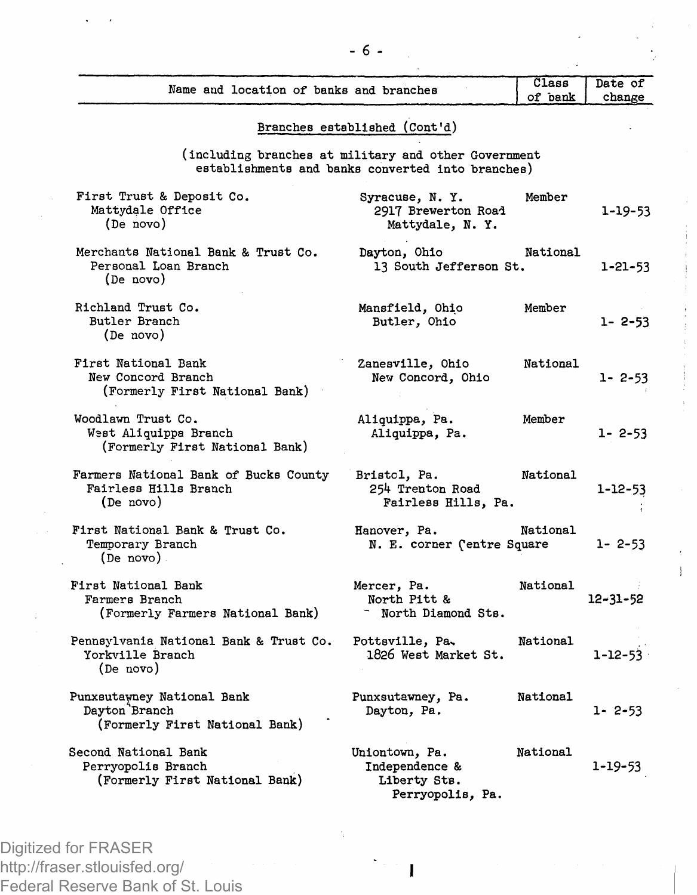| Name and location of banks and branches | | Class of bank | Date of change |
|---|---|---|---|

## Branches established (Cont'd)

(including branches at military and other Government establishments and banks converted into branches)

| Name and location of banks and branches | | Class of bank | Date of change |
|---|---|---|---|
| First Trust & Deposit Co.<br>Mattydale Office<br>(De novo) | Syracuse, N. Y.<br>2917 Brewerton Road<br>Mattydale, N. Y. | Member | 1-19-53 |
| Merchants National Bank & Trust Co.<br>Personal Loan Branch<br>(De novo) | Dayton, Ohio<br>13 South Jefferson St. | National | 1-21-53 |
| Richland Trust Co.<br>Butler Branch<br>(De novo) | Mansfield, Ohio<br>Butler, Ohio | Member | 1- 2-53 |
| First National Bank<br>New Concord Branch<br>(Formerly First National Bank) | Zanesville, Ohio<br>New Concord, Ohio | National | 1- 2-53 |
| Woodlawn Trust Co.<br>West Aliquippa Branch<br>(Formerly First National Bank) | Aliquippa, Pa.<br>Aliquippa, Pa. | Member | 1- 2-53 |
| Farmers National Bank of Bucks County<br>Fairless Hills Branch<br>(De novo) | Bristol, Pa.<br>254 Trenton Road<br>Fairless Hills, Pa. | National | 1-12-53 |
| First National Bank & Trust Co.<br>Temporary Branch<br>(De novo) | Hanover, Pa.<br>N. E. corner Centre Square | National | 1- 2-53 |
| First National Bank<br>Farmers Branch<br>(Formerly Farmers National Bank) | Mercer, Pa.<br>North Pitt &<br>North Diamond Sts. | National | 12-31-52 |
| Pennsylvania National Bank & Trust Co.<br>Yorkville Branch<br>(De novo) | Pottsville, Pa.<br>1826 West Market St. | National | 1-12-53 |
| Punxsutawney National Bank<br>Dayton Branch<br>(Formerly First National Bank) | Punxsutawney, Pa.<br>Dayton, Pa. | National | 1- 2-53 |
| Second National Bank<br>Perryopolis Branch<br>(Formerly First National Bank) | Uniontown, Pa.<br>Independence &<br>Liberty Sts.<br>Perryopolis, Pa. | National | 1-19-53 |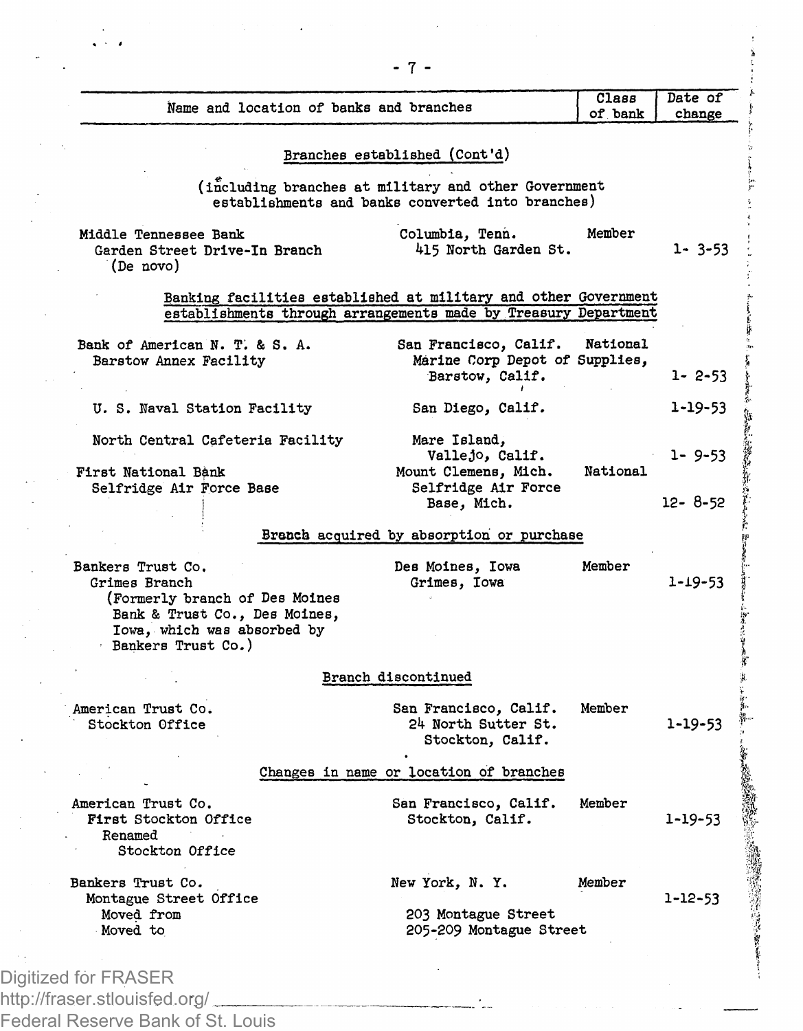| Name and location of banks and branches | | Class of bank | Date of change |
|---|---|---|---|
| **Branches established (Cont'd)** (including branches at military and other Government establishments and banks converted into branches) | | | |
| Middle Tennessee Bank | Columbia, Tenn. | Member | |
| Garden Street Drive-In Branch (De novo) | 415 North Garden St. | | 1- 3-53 |
| **Banking facilities established at military and other Government establishments through arrangements made by Treasury Department** | | | |
| Bank of American N. T. & S. A. | San Francisco, Calif. | National | |
| Barstow Annex Facility | Marine Corp Depot of Supplies, Barstow, Calif. | | 1- 2-53 |
| U. S. Naval Station Facility | San Diego, Calif. | | 1-19-53 |
| North Central Cafeteria Facility | Mare Island, Vallejo, Calif. | | 1- 9-53 |
| First National Bank | Mount Clemens, Mich. | National | |
| Selfridge Air Force Base | Selfridge Air Force Base, Mich. | | 12- 8-52 |
| **Branch acquired by absorption or purchase** | | | |
| Bankers Trust Co. | Des Moines, Iowa | Member | |
| Grimes Branch (Formerly branch of Des Moines Bank & Trust Co., Des Moines, Iowa, which was absorbed by Bankers Trust Co.) | Grimes, Iowa | | 1-19-53 |
| **Branch discontinued** | | | |
| American Trust Co. | San Francisco, Calif. | Member | |
| Stockton Office | 24 North Sutter St. Stockton, Calif. | | 1-19-53 |
| **Changes in name or location of branches** | | | |
| American Trust Co. | San Francisco, Calif. | Member | |
| First Stockton Office Renamed Stockton Office | Stockton, Calif. | | 1-19-53 |
| Bankers Trust Co. | New York, N. Y. | Member | |
| Montague Street Office | | | 1-12-53 |
| Moved from | 203 Montague Street | | |
| Moved to | 205-209 Montague Street | | |